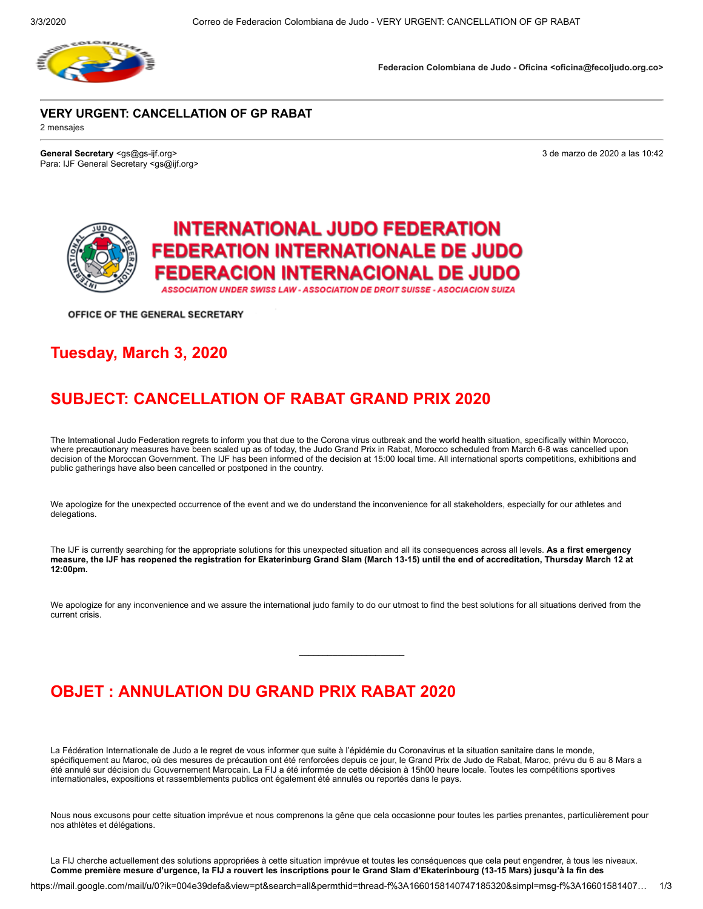Federacion Colombiana de Judo - Oficina <oficina@fecoljudo.org.co>

# VERY URGENT: CANCELLATION OF GP RABAT

2 mensajes

**General Secretary** <gs@gs-ijf.org>
Para: IJF General Secretary <gs@ijf.org>

3 de marzo de 2020 a las 10:42

**INTERNATIONAL JUDO FEDERATION**
**FEDERATION INTERNATIONALE DE JUDO**
**FEDERACION INTERNACIONAL DE JUDO**
*ASSOCIATION UNDER SWISS LAW - ASSOCIATION DE DROIT SUISSE - ASOCIACION SUIZA*

OFFICE OF THE GENERAL SECRETARY

## Tuesday, March 3, 2020

## SUBJECT: CANCELLATION OF RABAT GRAND PRIX 2020

The International Judo Federation regrets to inform you that due to the Corona virus outbreak and the world health situation, specifically within Morocco, where precautionary measures have been scaled up as of today, the Judo Grand Prix in Rabat, Morocco scheduled from March 6-8 was cancelled upon decision of the Moroccan Government. The IJF has been informed of the decision at 15:00 local time. All international sports competitions, exhibitions and public gatherings have also been cancelled or postponed in the country.

We apologize for the unexpected occurrence of the event and we do understand the inconvenience for all stakeholders, especially for our athletes and delegations.

The IJF is currently searching for the appropriate solutions for this unexpected situation and all its consequences across all levels. **As a first emergency measure, the IJF has reopened the registration for Ekaterinburg Grand Slam (March 13-15) until the end of accreditation, Thursday March 12 at 12:00pm.**

We apologize for any inconvenience and we assure the international judo family to do our utmost to find the best solutions for all situations derived from the current crisis.

---

## OBJET : ANNULATION DU GRAND PRIX RABAT 2020

La Fédération Internationale de Judo a le regret de vous informer que suite à l'épidémie du Coronavirus et la situation sanitaire dans le monde, spécifiquement au Maroc, où des mesures de précaution ont été renforcées depuis ce jour, le Grand Prix de Judo de Rabat, Maroc, prévu du 6 au 8 Mars a été annulé sur décision du Gouvernement Marocain. La FIJ a été informée de cette décision à 15h00 heure locale. Toutes les compétitions sportives internationales, expositions et rassemblements publics ont également été annulés ou reportés dans le pays.

Nous nous excusons pour cette situation imprévue et nous comprenons la gêne que cela occasionne pour toutes les parties prenantes, particulièrement pour nos athlètes et délégations.

La FIJ cherche actuellement des solutions appropriées à cette situation imprévue et toutes les conséquences que cela peut engendrer, à tous les niveaux. **Comme première mesure d'urgence, la FIJ a rouvert les inscriptions pour le Grand Slam d'Ekaterinbourg (13-15 Mars) jusqu'à la fin des**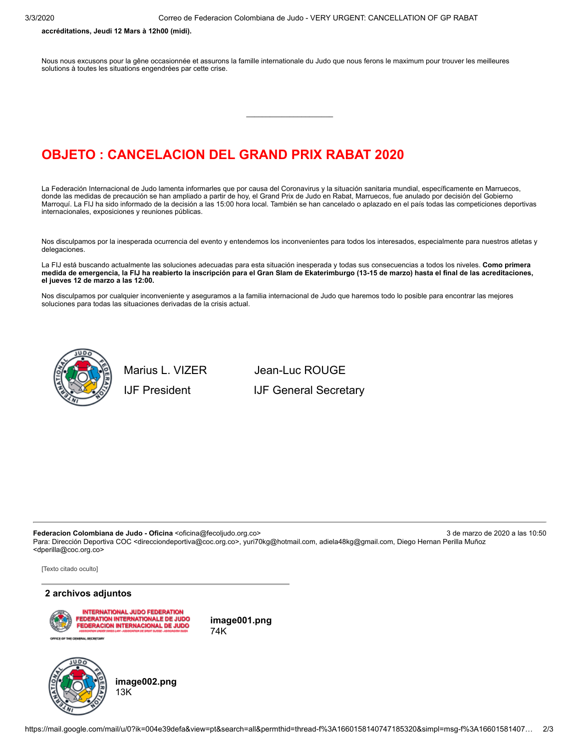**accréditations, Jeudi 12 Mars à 12h00 (midi).**

Nous nous excusons pour la gêne occasionnée et assurons la famille internationale du Judo que nous ferons le maximum pour trouver les meilleures solutions à toutes les situations engendrées par cette crise.

---

## OBJETO : CANCELACION DEL GRAND PRIX RABAT 2020

La Federación Internacional de Judo lamenta informarles que por causa del Coronavirus y la situación sanitaria mundial, específicamente en Marruecos, donde las medidas de precaución se han ampliado a partir de hoy, el Grand Prix de Judo en Rabat, Marruecos, fue anulado por decisión del Gobierno Marroquí. La FIJ ha sido informado de la decisión a las 15:00 hora local. También se han cancelado o aplazado en el país todas las competiciones deportivas internacionales, exposiciones y reuniones públicas.

Nos disculpamos por la inesperada ocurrencia del evento y entendemos los inconvenientes para todos los interesados, especialmente para nuestros atletas y delegaciones.

La FIJ está buscando actualmente las soluciones adecuadas para esta situación inesperada y todas sus consecuencias a todos los niveles. **Como primera medida de emergencia, la FIJ ha reabierto la inscripción para el Gran Slam de Ekaterimburgo (13-15 de marzo) hasta el final de las acreditaciones, el jueves 12 de marzo a las 12:00.**

Nos disculpamos por cualquier inconveniente y aseguramos a la familia internacional de Judo que haremos todo lo posible para encontrar las mejores soluciones para todas las situaciones derivadas de la crisis actual.

Marius L. VIZER
IJF President

Jean-Luc ROUGE
IJF General Secretary

---

**Federacion Colombiana de Judo - Oficina** <oficina@fecoljudo.org.co> — 3 de marzo de 2020 a las 10:50
Para: Dirección Deportiva COC <direcciondeportiva@coc.org.co>, yuri70kg@hotmail.com, adiela48kg@gmail.com, Diego Hernan Perilla Muñoz <dperilla@coc.org.co>

[Texto citado oculto]

**2 archivos adjuntos**

**image001.png**
74K

**image002.png**
13K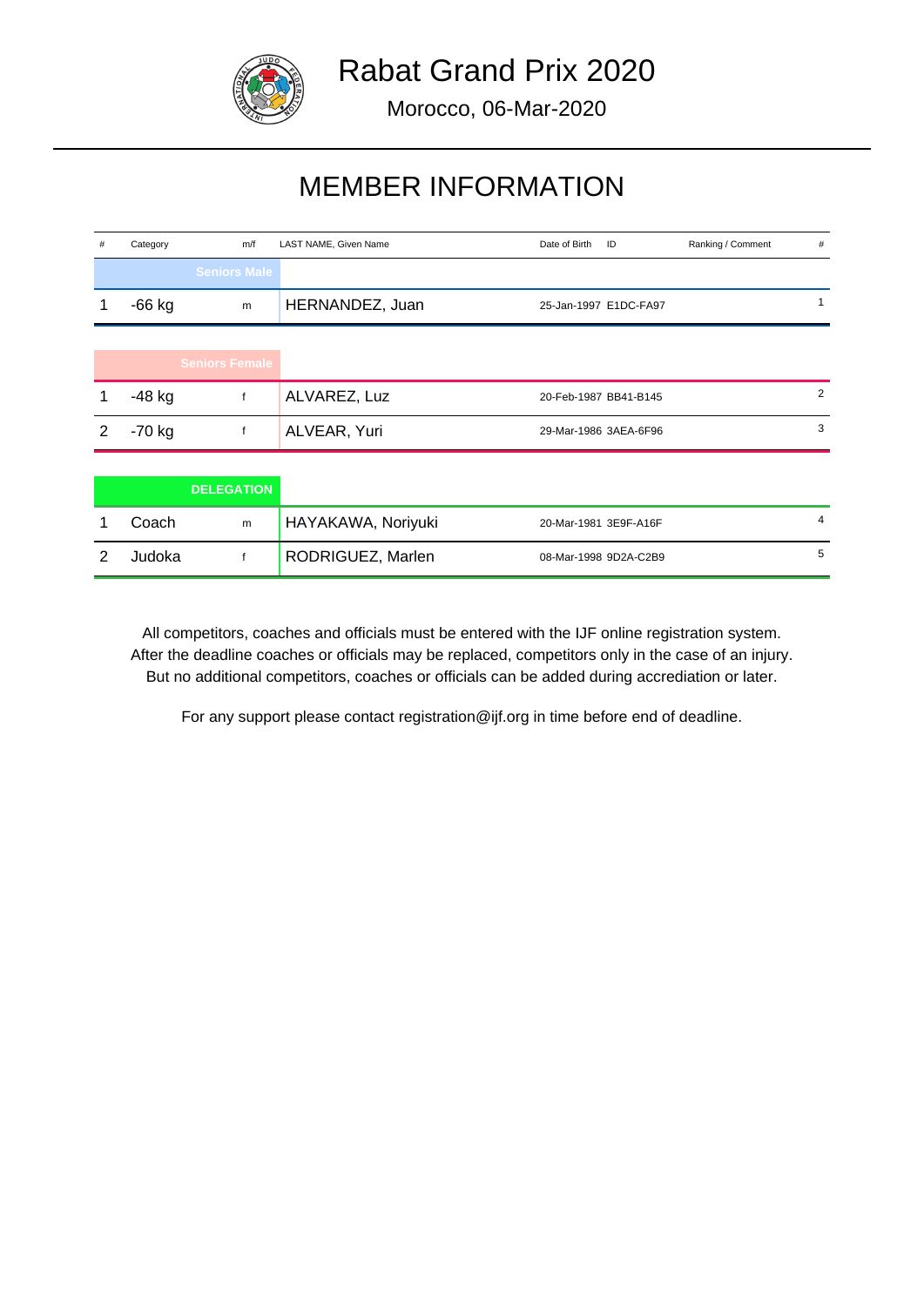# Rabat Grand Prix 2020

Morocco, 06-Mar-2020

## MEMBER INFORMATION

| # | Category | m/f | LAST NAME, Given Name | Date of Birth | ID | Ranking / Comment | # |
|---|---|---|---|---|---|---|---|
| | **Seniors Male** | | | | | | |
| 1 | -66 kg | m | HERNANDEZ, Juan | 25-Jan-1997 | E1DC-FA97 | | 1 |
| | **Seniors Female** | | | | | | |
| 1 | -48 kg | f | ALVAREZ, Luz | 20-Feb-1987 | BB41-B145 | | 2 |
| 2 | -70 kg | f | ALVEAR, Yuri | 29-Mar-1986 | 3AEA-6F96 | | 3 |
| | **DELEGATION** | | | | | | |
| 1 | Coach | m | HAYAKAWA, Noriyuki | 20-Mar-1981 | 3E9F-A16F | | 4 |
| 2 | Judoka | f | RODRIGUEZ, Marlen | 08-Mar-1998 | 9D2A-C2B9 | | 5 |

All competitors, coaches and officials must be entered with the IJF online registration system.
After the deadline coaches or officials may be replaced, competitors only in the case of an injury.
But no additional competitors, coaches or officials can be added during accrediation or later.

For any support please contact registration@ijf.org in time before end of deadline.